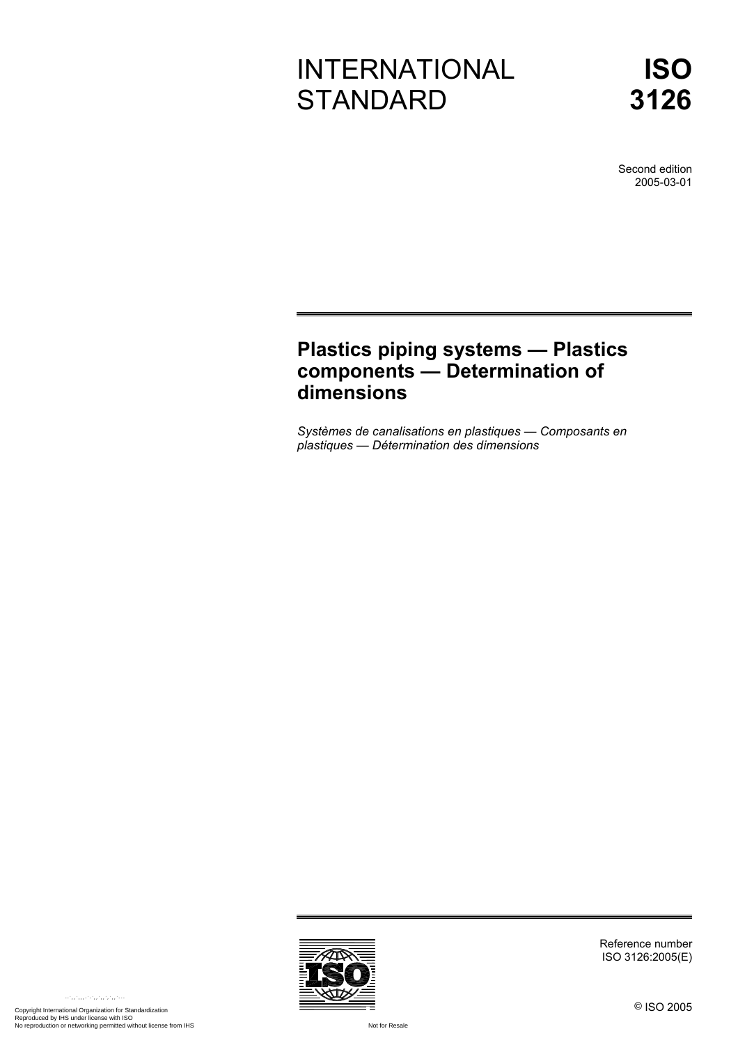# INTERNATIONAL STANDARD

# ISO 3126

Second edition
2005-03-01

## Plastics piping systems — Plastics components — Determination of dimensions

*Systèmes de canalisations en plastiques — Composants en plastiques — Détermination des dimensions*

Reference number
ISO 3126:2005(E)

© ISO 2005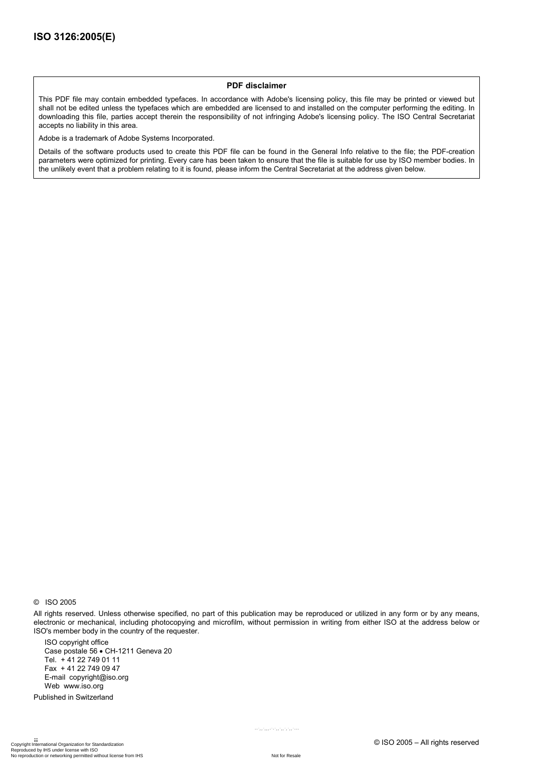**PDF disclaimer**

This PDF file may contain embedded typefaces. In accordance with Adobe's licensing policy, this file may be printed or viewed but shall not be edited unless the typefaces which are embedded are licensed to and installed on the computer performing the editing. In downloading this file, parties accept therein the responsibility of not infringing Adobe's licensing policy. The ISO Central Secretariat accepts no liability in this area.

Adobe is a trademark of Adobe Systems Incorporated.

Details of the software products used to create this PDF file can be found in the General Info relative to the file; the PDF-creation parameters were optimized for printing. Every care has been taken to ensure that the file is suitable for use by ISO member bodies. In the unlikely event that a problem relating to it is found, please inform the Central Secretariat at the address given below.

© ISO 2005

All rights reserved. Unless otherwise specified, no part of this publication may be reproduced or utilized in any form or by any means, electronic or mechanical, including photocopying and microfilm, without permission in writing from either ISO at the address below or ISO's member body in the country of the requester.

ISO copyright office
Case postale 56 • CH-1211 Geneva 20
Tel. + 41 22 749 01 11
Fax + 41 22 749 09 47
E-mail copyright@iso.org
Web www.iso.org

Published in Switzerland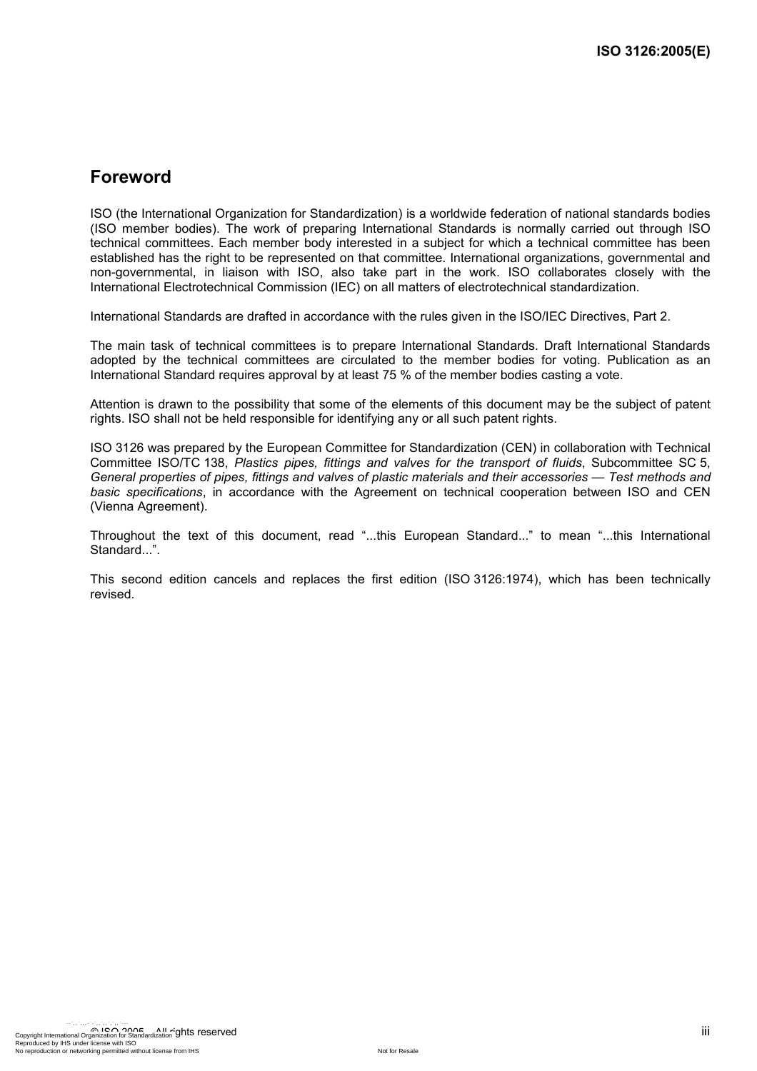## Foreword

ISO (the International Organization for Standardization) is a worldwide federation of national standards bodies (ISO member bodies). The work of preparing International Standards is normally carried out through ISO technical committees. Each member body interested in a subject for which a technical committee has been established has the right to be represented on that committee. International organizations, governmental and non-governmental, in liaison with ISO, also take part in the work. ISO collaborates closely with the International Electrotechnical Commission (IEC) on all matters of electrotechnical standardization.

International Standards are drafted in accordance with the rules given in the ISO/IEC Directives, Part 2.

The main task of technical committees is to prepare International Standards. Draft International Standards adopted by the technical committees are circulated to the member bodies for voting. Publication as an International Standard requires approval by at least 75 % of the member bodies casting a vote.

Attention is drawn to the possibility that some of the elements of this document may be the subject of patent rights. ISO shall not be held responsible for identifying any or all such patent rights.

ISO 3126 was prepared by the European Committee for Standardization (CEN) in collaboration with Technical Committee ISO/TC 138, *Plastics pipes, fittings and valves for the transport of fluids*, Subcommittee SC 5, *General properties of pipes, fittings and valves of plastic materials and their accessories — Test methods and basic specifications*, in accordance with the Agreement on technical cooperation between ISO and CEN (Vienna Agreement).

Throughout the text of this document, read "...this European Standard..." to mean "...this International Standard...".

This second edition cancels and replaces the first edition (ISO 3126:1974), which has been technically revised.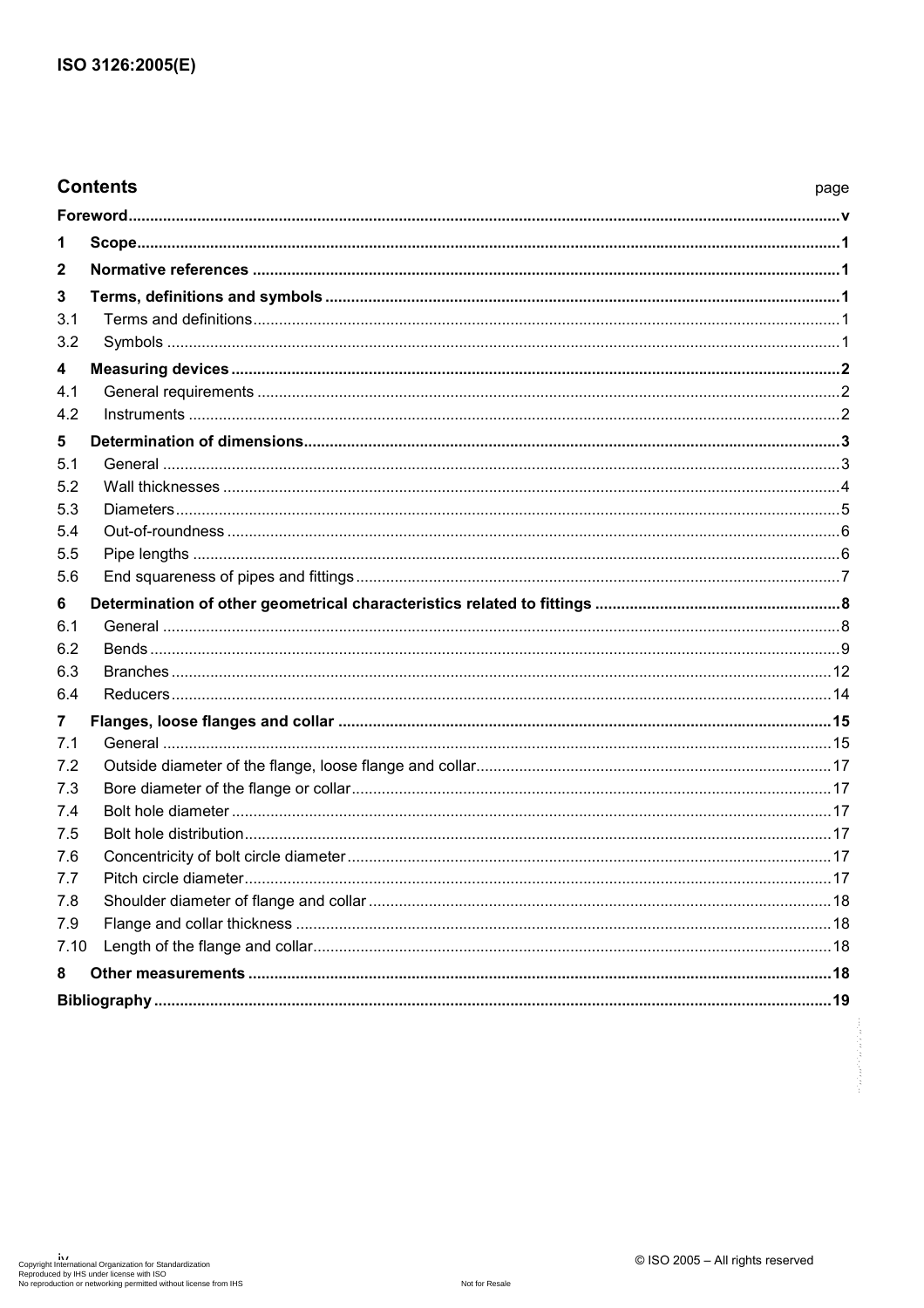## Contents

| | | page |
|---|---|---|
| **Foreword** | | **v** |
| **1** | **Scope** | **1** |
| **2** | **Normative references** | **1** |
| **3** | **Terms, definitions and symbols** | **1** |
| 3.1 | Terms and definitions | 1 |
| 3.2 | Symbols | 1 |
| **4** | **Measuring devices** | **2** |
| 4.1 | General requirements | 2 |
| 4.2 | Instruments | 2 |
| **5** | **Determination of dimensions** | **3** |
| 5.1 | General | 3 |
| 5.2 | Wall thicknesses | 4 |
| 5.3 | Diameters | 5 |
| 5.4 | Out-of-roundness | 6 |
| 5.5 | Pipe lengths | 6 |
| 5.6 | End squareness of pipes and fittings | 7 |
| **6** | **Determination of other geometrical characteristics related to fittings** | **8** |
| 6.1 | General | 8 |
| 6.2 | Bends | 9 |
| 6.3 | Branches | 12 |
| 6.4 | Reducers | 14 |
| **7** | **Flanges, loose flanges and collar** | **15** |
| 7.1 | General | 15 |
| 7.2 | Outside diameter of the flange, loose flange and collar | 17 |
| 7.3 | Bore diameter of the flange or collar | 17 |
| 7.4 | Bolt hole diameter | 17 |
| 7.5 | Bolt hole distribution | 17 |
| 7.6 | Concentricity of bolt circle diameter | 17 |
| 7.7 | Pitch circle diameter | 17 |
| 7.8 | Shoulder diameter of flange and collar | 18 |
| 7.9 | Flange and collar thickness | 18 |
| 7.10 | Length of the flange and collar | 18 |
| **8** | **Other measurements** | **18** |
| **Bibliography** | | **19** |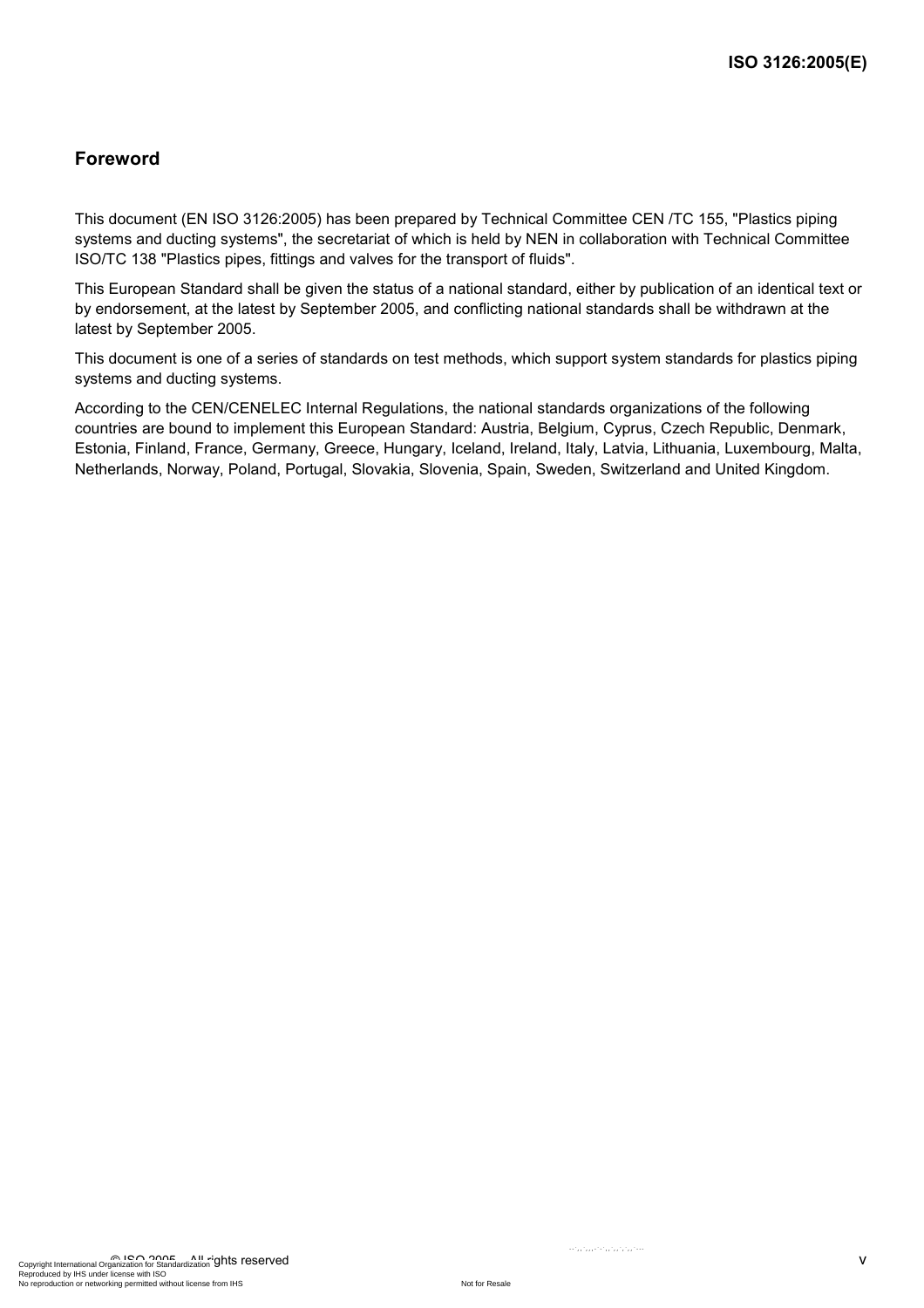## Foreword

This document (EN ISO 3126:2005) has been prepared by Technical Committee CEN /TC 155, "Plastics piping systems and ducting systems", the secretariat of which is held by NEN in collaboration with Technical Committee ISO/TC 138 "Plastics pipes, fittings and valves for the transport of fluids".

This European Standard shall be given the status of a national standard, either by publication of an identical text or by endorsement, at the latest by September 2005, and conflicting national standards shall be withdrawn at the latest by September 2005.

This document is one of a series of standards on test methods, which support system standards for plastics piping systems and ducting systems.

According to the CEN/CENELEC Internal Regulations, the national standards organizations of the following countries are bound to implement this European Standard: Austria, Belgium, Cyprus, Czech Republic, Denmark, Estonia, Finland, France, Germany, Greece, Hungary, Iceland, Ireland, Italy, Latvia, Lithuania, Luxembourg, Malta, Netherlands, Norway, Poland, Portugal, Slovakia, Slovenia, Spain, Sweden, Switzerland and United Kingdom.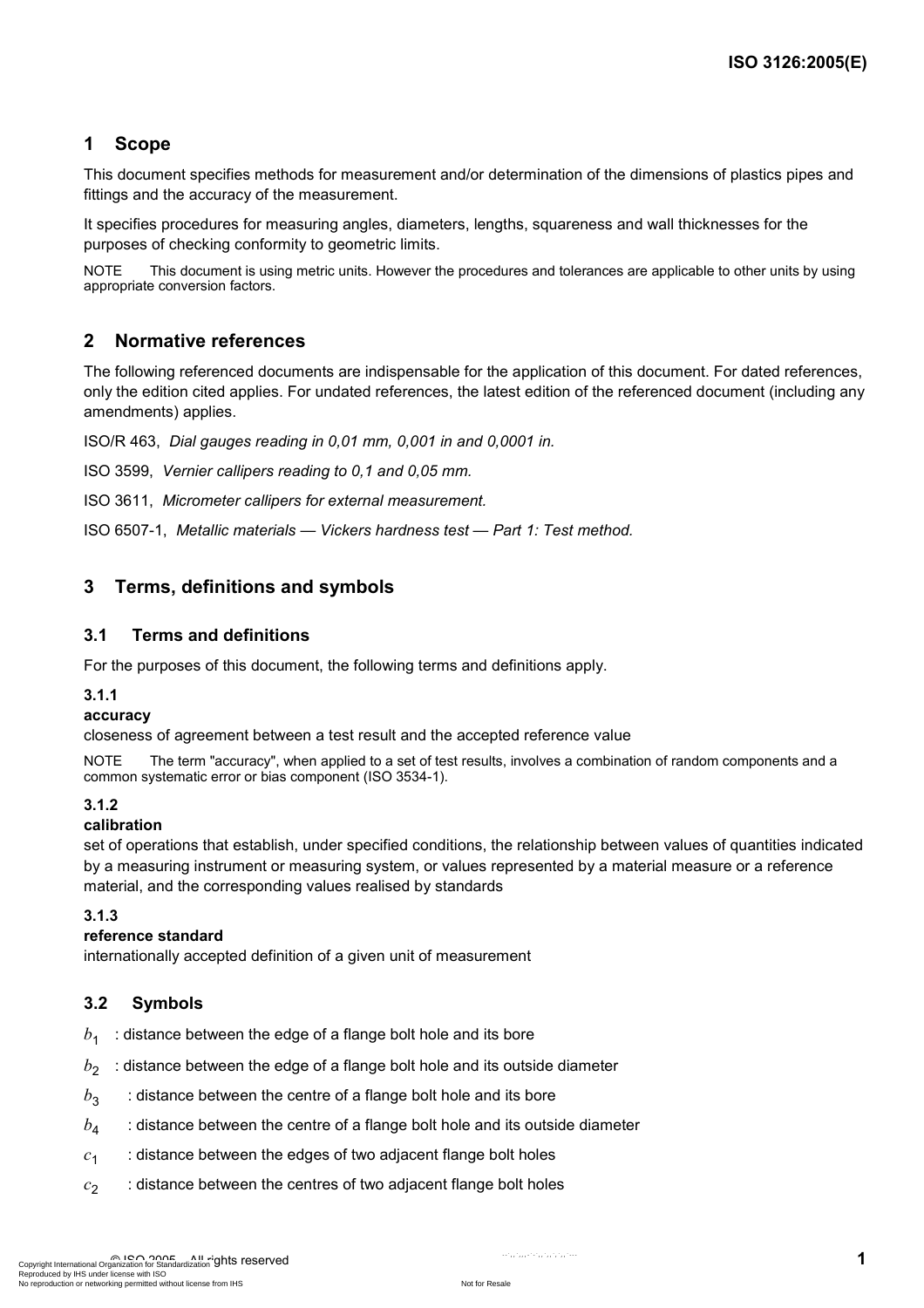# 1 Scope

This document specifies methods for measurement and/or determination of the dimensions of plastics pipes and fittings and the accuracy of the measurement.

It specifies procedures for measuring angles, diameters, lengths, squareness and wall thicknesses for the purposes of checking conformity to geometric limits.

NOTE This document is using metric units. However the procedures and tolerances are applicable to other units by using appropriate conversion factors.

# 2 Normative references

The following referenced documents are indispensable for the application of this document. For dated references, only the edition cited applies. For undated references, the latest edition of the referenced document (including any amendments) applies.

ISO/R 463, *Dial gauges reading in 0,01 mm, 0,001 in and 0,0001 in.*

ISO 3599, *Vernier callipers reading to 0,1 and 0,05 mm.*

ISO 3611, *Micrometer callipers for external measurement.*

ISO 6507-1, *Metallic materials — Vickers hardness test — Part 1: Test method.*

# 3 Terms, definitions and symbols

## 3.1 Terms and definitions

For the purposes of this document, the following terms and definitions apply.

### 3.1.1

**accuracy**

closeness of agreement between a test result and the accepted reference value

NOTE The term "accuracy", when applied to a set of test results, involves a combination of random components and a common systematic error or bias component (ISO 3534-1).

### 3.1.2

**calibration**

set of operations that establish, under specified conditions, the relationship between values of quantities indicated by a measuring instrument or measuring system, or values represented by a material measure or a reference material, and the corresponding values realised by standards

### 3.1.3

**reference standard**

internationally accepted definition of a given unit of measurement

## 3.2 Symbols

$b_1$ : distance between the edge of a flange bolt hole and its bore

$b_2$ : distance between the edge of a flange bolt hole and its outside diameter

$b_3$ : distance between the centre of a flange bolt hole and its bore

$b_4$ : distance between the centre of a flange bolt hole and its outside diameter

$c_1$ : distance between the edges of two adjacent flange bolt holes

$c_2$ : distance between the centres of two adjacent flange bolt holes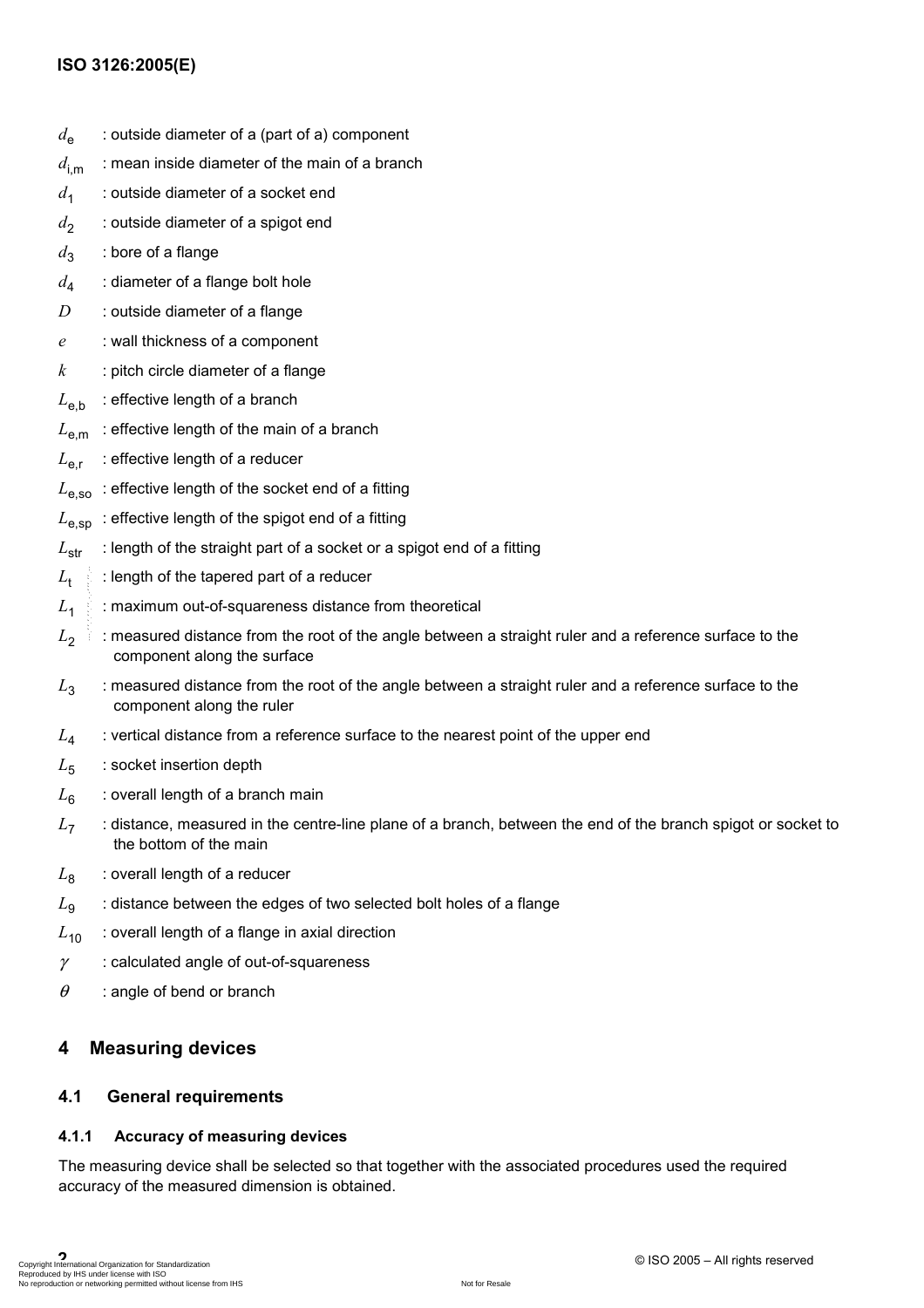$d_e$ : outside diameter of a (part of a) component

$d_{i,m}$ : mean inside diameter of the main of a branch

$d_1$ : outside diameter of a socket end

$d_2$ : outside diameter of a spigot end

$d_3$ : bore of a flange

$d_4$ : diameter of a flange bolt hole

$D$ : outside diameter of a flange

$e$ : wall thickness of a component

$k$ : pitch circle diameter of a flange

$L_{e,b}$ : effective length of a branch

$L_{e,m}$ : effective length of the main of a branch

$L_{e,r}$ : effective length of a reducer

$L_{e,so}$ : effective length of the socket end of a fitting

$L_{e,sp}$ : effective length of the spigot end of a fitting

$L_{str}$ : length of the straight part of a socket or a spigot end of a fitting

$L_t$ : length of the tapered part of a reducer

$L_1$ : maximum out-of-squareness distance from theoretical

$L_2$ : measured distance from the root of the angle between a straight ruler and a reference surface to the component along the surface

$L_3$ : measured distance from the root of the angle between a straight ruler and a reference surface to the component along the ruler

$L_4$ : vertical distance from a reference surface to the nearest point of the upper end

$L_5$ : socket insertion depth

$L_6$ : overall length of a branch main

$L_7$ : distance, measured in the centre-line plane of a branch, between the end of the branch spigot or socket to the bottom of the main

$L_8$ : overall length of a reducer

$L_9$ : distance between the edges of two selected bolt holes of a flange

$L_{10}$ : overall length of a flange in axial direction

$\gamma$ : calculated angle of out-of-squareness

$\theta$ : angle of bend or branch

## 4 Measuring devices

### 4.1 General requirements

#### 4.1.1 Accuracy of measuring devices

The measuring device shall be selected so that together with the associated procedures used the required accuracy of the measured dimension is obtained.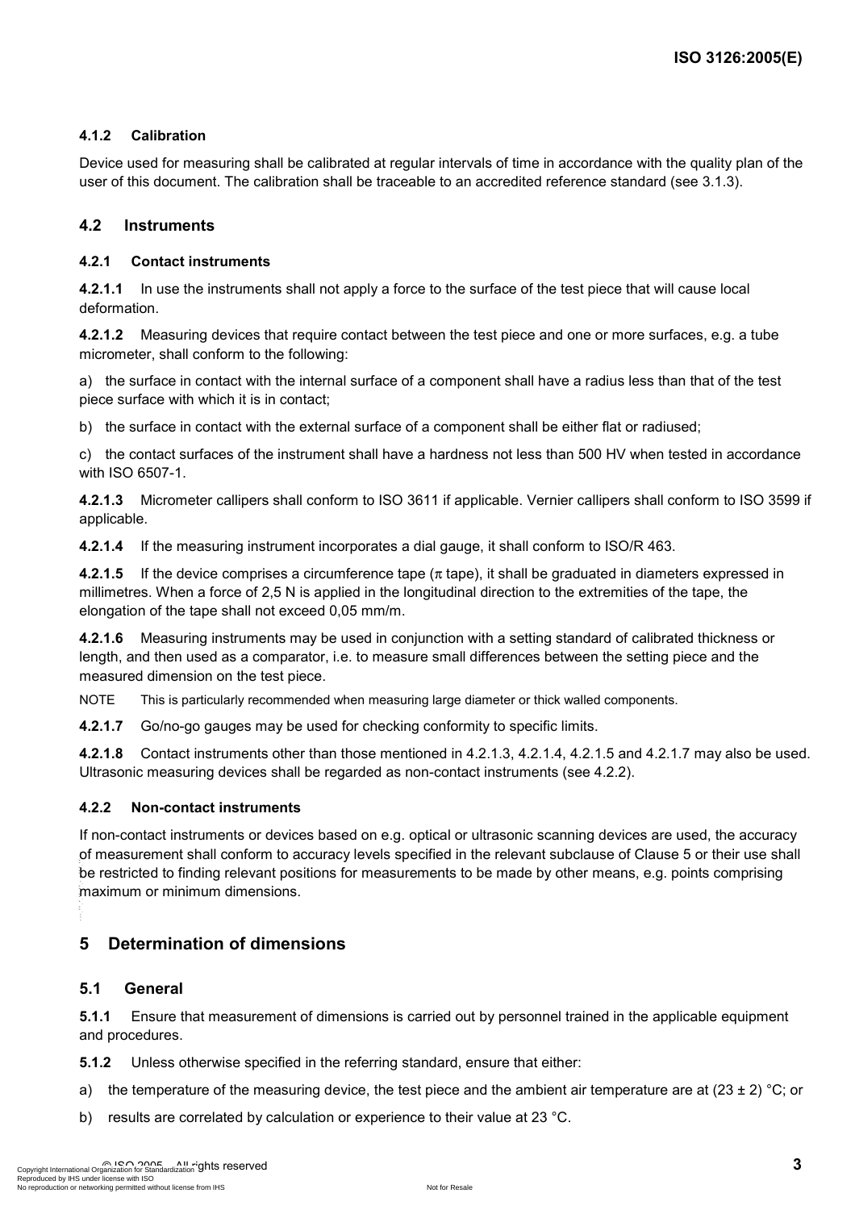#### 4.1.2 Calibration

Device used for measuring shall be calibrated at regular intervals of time in accordance with the quality plan of the user of this document. The calibration shall be traceable to an accredited reference standard (see 3.1.3).

### 4.2 Instruments

#### 4.2.1 Contact instruments

**4.2.1.1** In use the instruments shall not apply a force to the surface of the test piece that will cause local deformation.

**4.2.1.2** Measuring devices that require contact between the test piece and one or more surfaces, e.g. a tube micrometer, shall conform to the following:

a) the surface in contact with the internal surface of a component shall have a radius less than that of the test piece surface with which it is in contact;

b) the surface in contact with the external surface of a component shall be either flat or radiused;

c) the contact surfaces of the instrument shall have a hardness not less than 500 HV when tested in accordance with ISO 6507-1.

**4.2.1.3** Micrometer callipers shall conform to ISO 3611 if applicable. Vernier callipers shall conform to ISO 3599 if applicable.

**4.2.1.4** If the measuring instrument incorporates a dial gauge, it shall conform to ISO/R 463.

**4.2.1.5** If the device comprises a circumference tape ($\pi$ tape), it shall be graduated in diameters expressed in millimetres. When a force of 2,5 N is applied in the longitudinal direction to the extremities of the tape, the elongation of the tape shall not exceed 0,05 mm/m.

**4.2.1.6** Measuring instruments may be used in conjunction with a setting standard of calibrated thickness or length, and then used as a comparator, i.e. to measure small differences between the setting piece and the measured dimension on the test piece.

NOTE This is particularly recommended when measuring large diameter or thick walled components.

**4.2.1.7** Go/no-go gauges may be used for checking conformity to specific limits.

**4.2.1.8** Contact instruments other than those mentioned in 4.2.1.3, 4.2.1.4, 4.2.1.5 and 4.2.1.7 may also be used. Ultrasonic measuring devices shall be regarded as non-contact instruments (see 4.2.2).

#### 4.2.2 Non-contact instruments

If non-contact instruments or devices based on e.g. optical or ultrasonic scanning devices are used, the accuracy of measurement shall conform to accuracy levels specified in the relevant subclause of Clause 5 or their use shall be restricted to finding relevant positions for measurements to be made by other means, e.g. points comprising maximum or minimum dimensions.

## 5 Determination of dimensions

### 5.1 General

**5.1.1** Ensure that measurement of dimensions is carried out by personnel trained in the applicable equipment and procedures.

**5.1.2** Unless otherwise specified in the referring standard, ensure that either:

a) the temperature of the measuring device, the test piece and the ambient air temperature are at (23 ± 2) °C; or

b) results are correlated by calculation or experience to their value at 23 °C.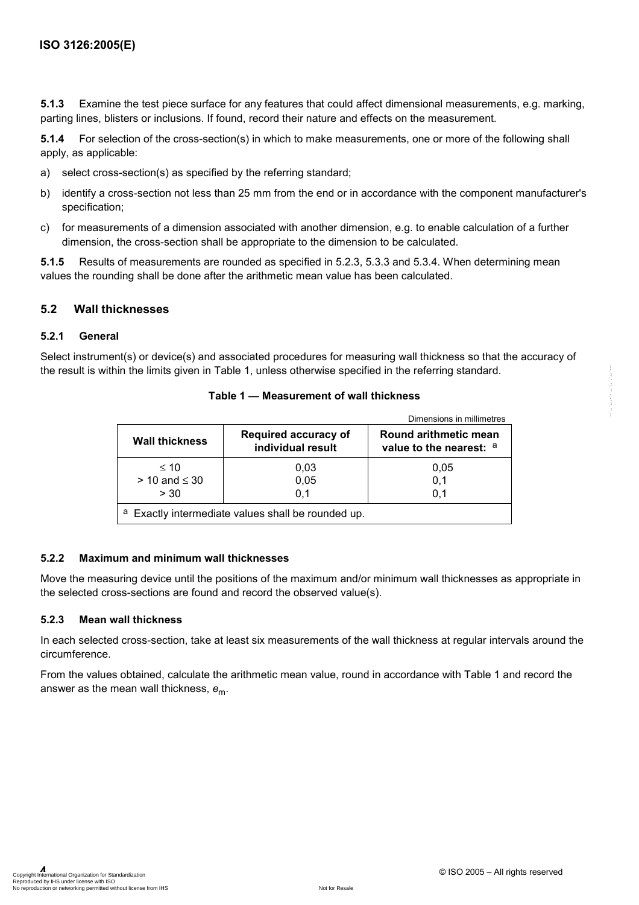**5.1.3** Examine the test piece surface for any features that could affect dimensional measurements, e.g. marking, parting lines, blisters or inclusions. If found, record their nature and effects on the measurement.

**5.1.4** For selection of the cross-section(s) in which to make measurements, one or more of the following shall apply, as applicable:

a) select cross-section(s) as specified by the referring standard;

b) identify a cross-section not less than 25 mm from the end or in accordance with the component manufacturer's specification;

c) for measurements of a dimension associated with another dimension, e.g. to enable calculation of a further dimension, the cross-section shall be appropriate to the dimension to be calculated.

**5.1.5** Results of measurements are rounded as specified in 5.2.3, 5.3.3 and 5.3.4. When determining mean values the rounding shall be done after the arithmetic mean value has been calculated.

## 5.2 Wall thicknesses

### 5.2.1 General

Select instrument(s) or device(s) and associated procedures for measuring wall thickness so that the accuracy of the result is within the limits given in Table 1, unless otherwise specified in the referring standard.

**Table 1 — Measurement of wall thickness**

Dimensions in millimetres

| Wall thickness | Required accuracy of individual result | Round arithmetic mean value to the nearest: [a] |
|---|---|---|
| ≤ 10 | 0,03 | 0,05 |
| > 10 and ≤ 30 | 0,05 | 0,1 |
| > 30 | 0,1 | 0,1 |
| [a] Exactly intermediate values shall be rounded up. | | |

### 5.2.2 Maximum and minimum wall thicknesses

Move the measuring device until the positions of the maximum and/or minimum wall thicknesses as appropriate in the selected cross-sections are found and record the observed value(s).

### 5.2.3 Mean wall thickness

In each selected cross-section, take at least six measurements of the wall thickness at regular intervals around the circumference.

From the values obtained, calculate the arithmetic mean value, round in accordance with Table 1 and record the answer as the mean wall thickness, $e_m$.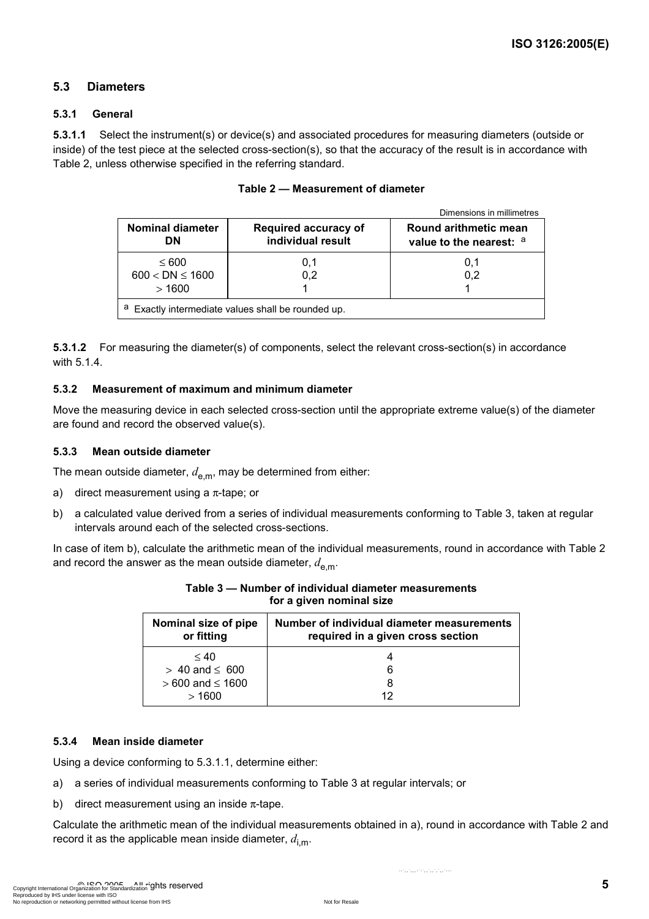## 5.3 Diameters

### 5.3.1 General

**5.3.1.1** Select the instrument(s) or device(s) and associated procedures for measuring diameters (outside or inside) of the test piece at the selected cross-section(s), so that the accuracy of the result is in accordance with Table 2, unless otherwise specified in the referring standard.

**Table 2 — Measurement of diameter**

Dimensions in millimetres

| Nominal diameter DN | Required accuracy of individual result | Round arithmetic mean value to the nearest: [a] |
|---|---|---|
| $\leq 600$ | 0,1 | 0,1 |
| $600 < DN \leq 1600$ | 0,2 | 0,2 |
| $> 1600$ | 1 | 1 |

[a] Exactly intermediate values shall be rounded up.

**5.3.1.2** For measuring the diameter(s) of components, select the relevant cross-section(s) in accordance with 5.1.4.

### 5.3.2 Measurement of maximum and minimum diameter

Move the measuring device in each selected cross-section until the appropriate extreme value(s) of the diameter are found and record the observed value(s).

### 5.3.3 Mean outside diameter

The mean outside diameter, $d_{e,m}$, may be determined from either:

a) direct measurement using a $\pi$-tape; or

b) a calculated value derived from a series of individual measurements conforming to Table 3, taken at regular intervals around each of the selected cross-sections.

In case of item b), calculate the arithmetic mean of the individual measurements, round in accordance with Table 2 and record the answer as the mean outside diameter, $d_{e,m}$.

**Table 3 — Number of individual diameter measurements for a given nominal size**

| Nominal size of pipe or fitting | Number of individual diameter measurements required in a given cross section |
|---|---|
| $\leq 40$ | 4 |
| $> 40$ and $\leq 600$ | 6 |
| $> 600$ and $\leq 1600$ | 8 |
| $> 1600$ | 12 |

### 5.3.4 Mean inside diameter

Using a device conforming to 5.3.1.1, determine either:

a) a series of individual measurements conforming to Table 3 at regular intervals; or

b) direct measurement using an inside $\pi$-tape.

Calculate the arithmetic mean of the individual measurements obtained in a), round in accordance with Table 2 and record it as the applicable mean inside diameter, $d_{i,m}$.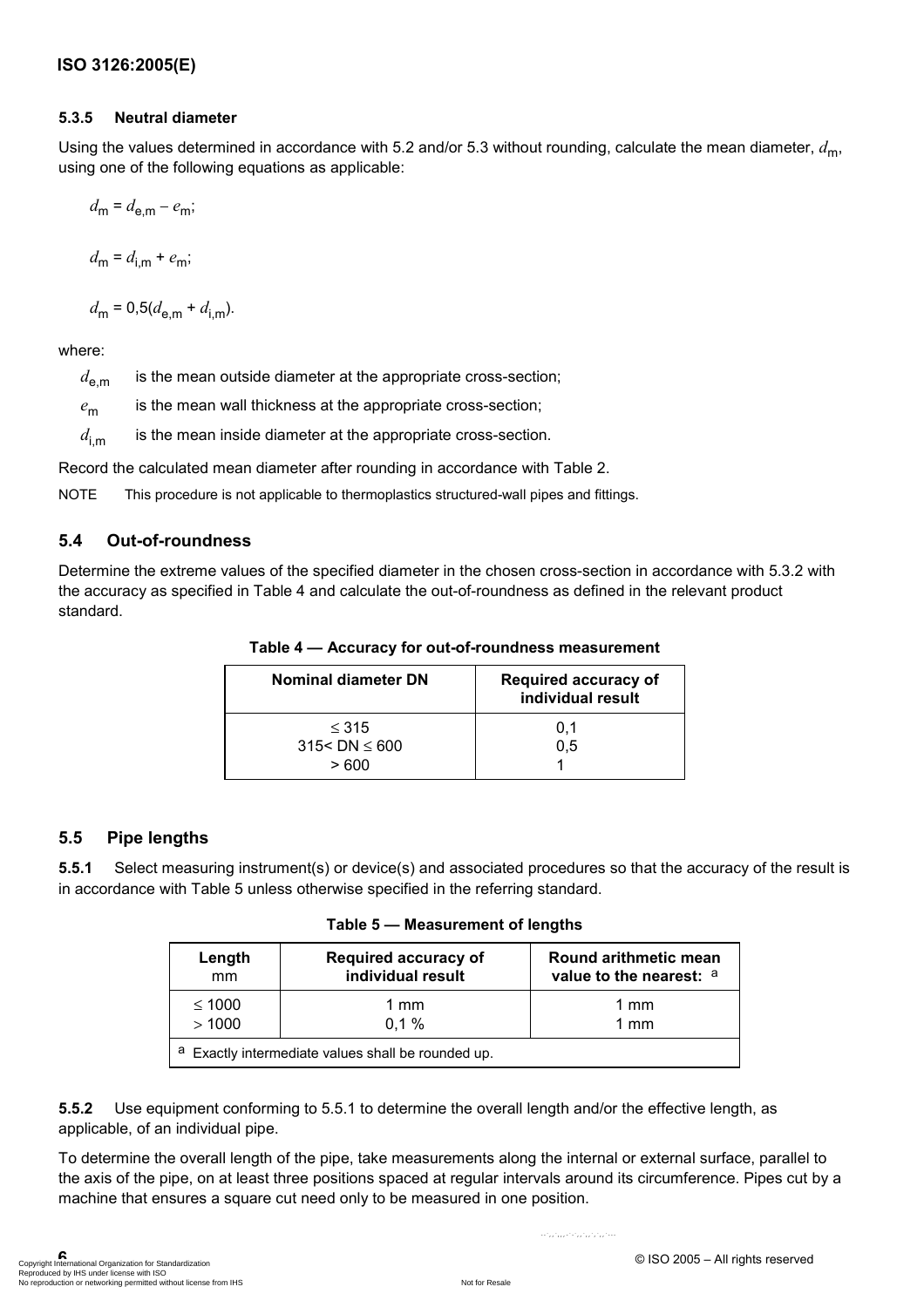### 5.3.5 Neutral diameter

Using the values determined in accordance with 5.2 and/or 5.3 without rounding, calculate the mean diameter, $d_m$, using one of the following equations as applicable:

$$d_m = d_{e,m} - e_m;$$

$$d_m = d_{i,m} + e_m;$$

$$d_m = 0{,}5(d_{e,m} + d_{i,m}).$$

where:

$d_{e,m}$ is the mean outside diameter at the appropriate cross-section;

$e_m$ is the mean wall thickness at the appropriate cross-section;

$d_{i,m}$ is the mean inside diameter at the appropriate cross-section.

Record the calculated mean diameter after rounding in accordance with Table 2.

NOTE This procedure is not applicable to thermoplastics structured-wall pipes and fittings.

## 5.4 Out-of-roundness

Determine the extreme values of the specified diameter in the chosen cross-section in accordance with 5.3.2 with the accuracy as specified in Table 4 and calculate the out-of-roundness as defined in the relevant product standard.

**Table 4 — Accuracy for out-of-roundness measurement**

| Nominal diameter DN | Required accuracy of individual result |
|---|---|
| ≤ 315 | 0,1 |
| 315< DN ≤ 600 | 0,5 |
| > 600 | 1 |

## 5.5 Pipe lengths

**5.5.1** Select measuring instrument(s) or device(s) and associated procedures so that the accuracy of the result is in accordance with Table 5 unless otherwise specified in the referring standard.

**Table 5 — Measurement of lengths**

| Length mm | Required accuracy of individual result | Round arithmetic mean value to the nearest: [a] |
|---|---|---|
| ≤ 1000 | 1 mm | 1 mm |
| > 1000 | 0,1 % | 1 mm |
| [a] Exactly intermediate values shall be rounded up. | | |

**5.5.2** Use equipment conforming to 5.5.1 to determine the overall length and/or the effective length, as applicable, of an individual pipe.

To determine the overall length of the pipe, take measurements along the internal or external surface, parallel to the axis of the pipe, on at least three positions spaced at regular intervals around its circumference. Pipes cut by a machine that ensures a square cut need only to be measured in one position.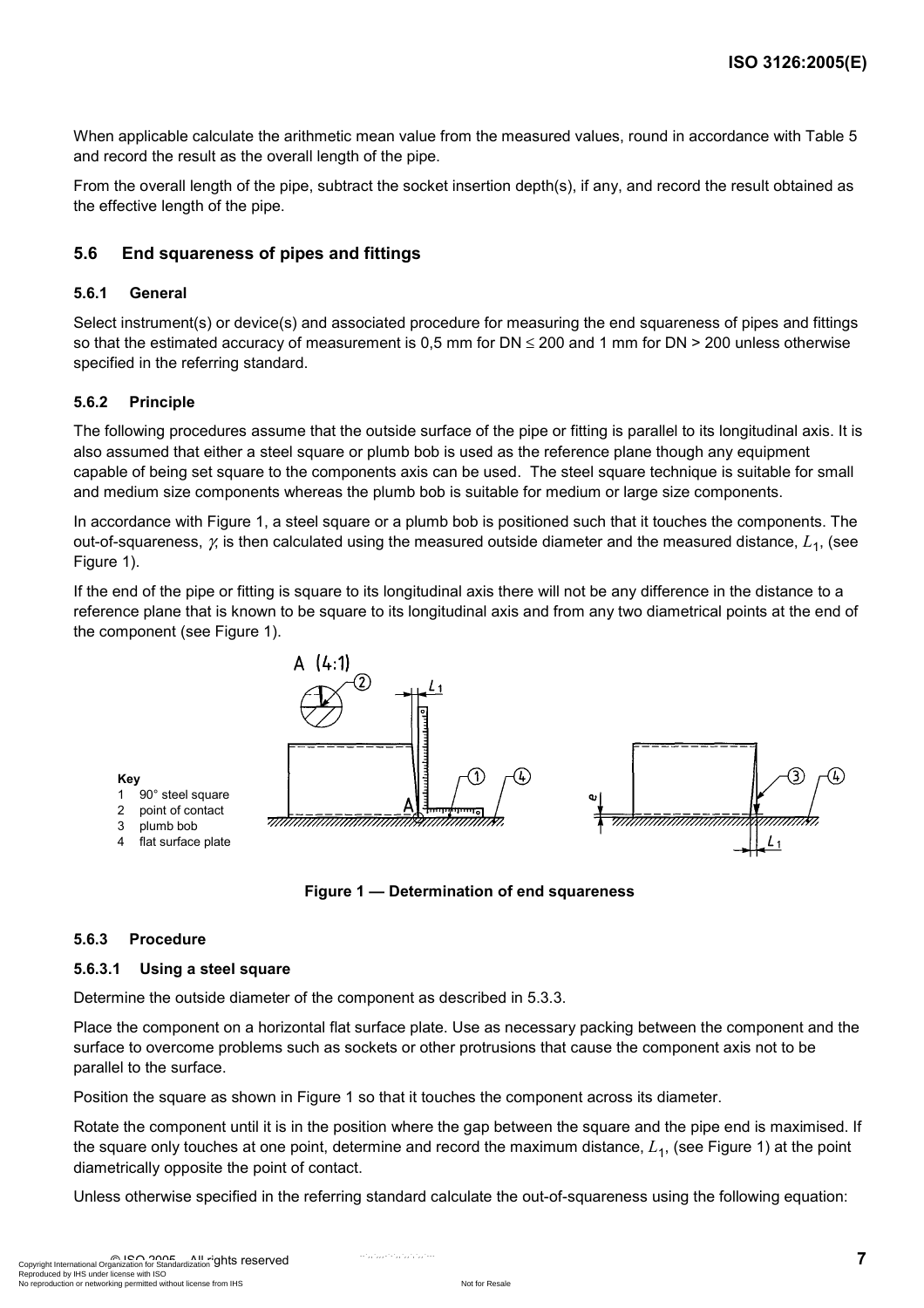When applicable calculate the arithmetic mean value from the measured values, round in accordance with Table 5 and record the result as the overall length of the pipe.

From the overall length of the pipe, subtract the socket insertion depth(s), if any, and record the result obtained as the effective length of the pipe.

## 5.6 End squareness of pipes and fittings

### 5.6.1 General

Select instrument(s) or device(s) and associated procedure for measuring the end squareness of pipes and fittings so that the estimated accuracy of measurement is 0,5 mm for DN ≤ 200 and 1 mm for DN > 200 unless otherwise specified in the referring standard.

### 5.6.2 Principle

The following procedures assume that the outside surface of the pipe or fitting is parallel to its longitudinal axis. It is also assumed that either a steel square or plumb bob is used as the reference plane though any equipment capable of being set square to the components axis can be used. The steel square technique is suitable for small and medium size components whereas the plumb bob is suitable for medium or large size components.

In accordance with Figure 1, a steel square or a plumb bob is positioned such that it touches the components. The out-of-squareness, $\gamma$, is then calculated using the measured outside diameter and the measured distance, $L_1$, (see Figure 1).

If the end of the pipe or fitting is square to its longitudinal axis there will not be any difference in the distance to a reference plane that is known to be square to its longitudinal axis and from any two diametrical points at the end of the component (see Figure 1).

**Key**

1. 90° steel square
2. point of contact
3. plumb bob
4. flat surface plate

**Figure 1 — Determination of end squareness**

### 5.6.3 Procedure

#### 5.6.3.1 Using a steel square

Determine the outside diameter of the component as described in 5.3.3.

Place the component on a horizontal flat surface plate. Use as necessary packing between the component and the surface to overcome problems such as sockets or other protrusions that cause the component axis not to be parallel to the surface.

Position the square as shown in Figure 1 so that it touches the component across its diameter.

Rotate the component until it is in the position where the gap between the square and the pipe end is maximised. If the square only touches at one point, determine and record the maximum distance, $L_1$, (see Figure 1) at the point diametrically opposite the point of contact.

Unless otherwise specified in the referring standard calculate the out-of-squareness using the following equation: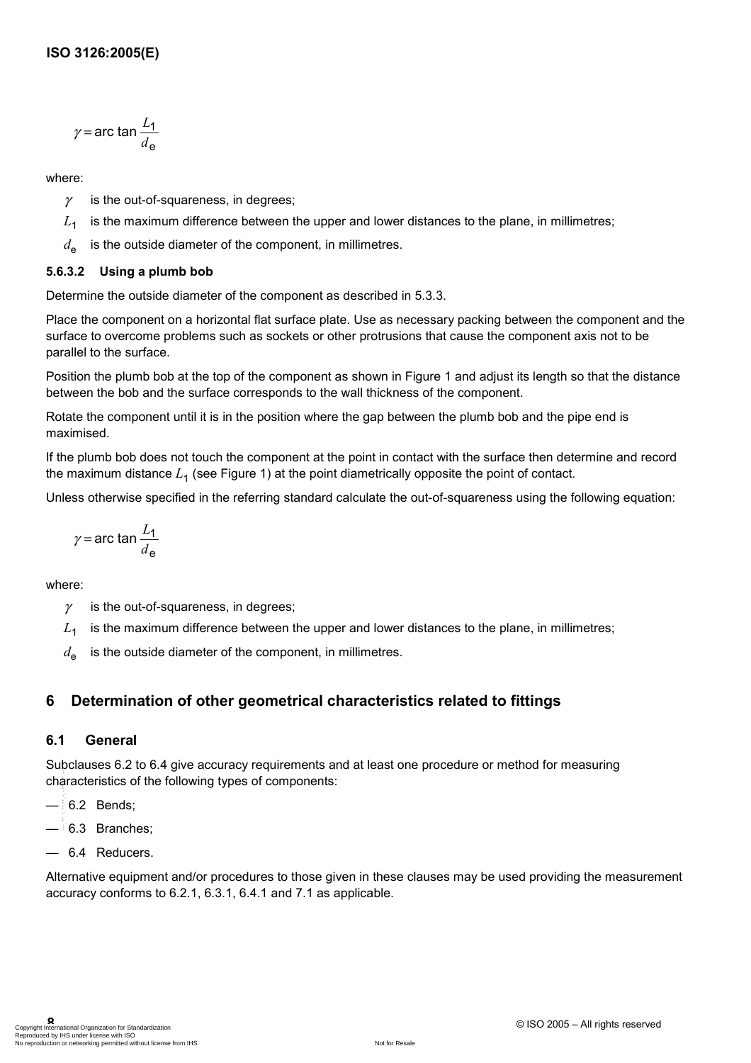$$\gamma = \text{arc tan}\,\frac{L_1}{d_e}$$

where:

- $\gamma$ is the out-of-squareness, in degrees;
- $L_1$ is the maximum difference between the upper and lower distances to the plane, in millimetres;
- $d_e$ is the outside diameter of the component, in millimetres.

#### 5.6.3.2 Using a plumb bob

Determine the outside diameter of the component as described in 5.3.3.

Place the component on a horizontal flat surface plate. Use as necessary packing between the component and the surface to overcome problems such as sockets or other protrusions that cause the component axis not to be parallel to the surface.

Position the plumb bob at the top of the component as shown in Figure 1 and adjust its length so that the distance between the bob and the surface corresponds to the wall thickness of the component.

Rotate the component until it is in the position where the gap between the plumb bob and the pipe end is maximised.

If the plumb bob does not touch the component at the point in contact with the surface then determine and record the maximum distance $L_1$ (see Figure 1) at the point diametrically opposite the point of contact.

Unless otherwise specified in the referring standard calculate the out-of-squareness using the following equation:

$$\gamma = \text{arc tan}\,\frac{L_1}{d_e}$$

where:

- $\gamma$ is the out-of-squareness, in degrees;
- $L_1$ is the maximum difference between the upper and lower distances to the plane, in millimetres;
- $d_e$ is the outside diameter of the component, in millimetres.

## 6 Determination of other geometrical characteristics related to fittings

### 6.1 General

Subclauses 6.2 to 6.4 give accuracy requirements and at least one procedure or method for measuring characteristics of the following types of components:

— 6.2 Bends;

— 6.3 Branches;

— 6.4 Reducers.

Alternative equipment and/or procedures to those given in these clauses may be used providing the measurement accuracy conforms to 6.2.1, 6.3.1, 6.4.1 and 7.1 as applicable.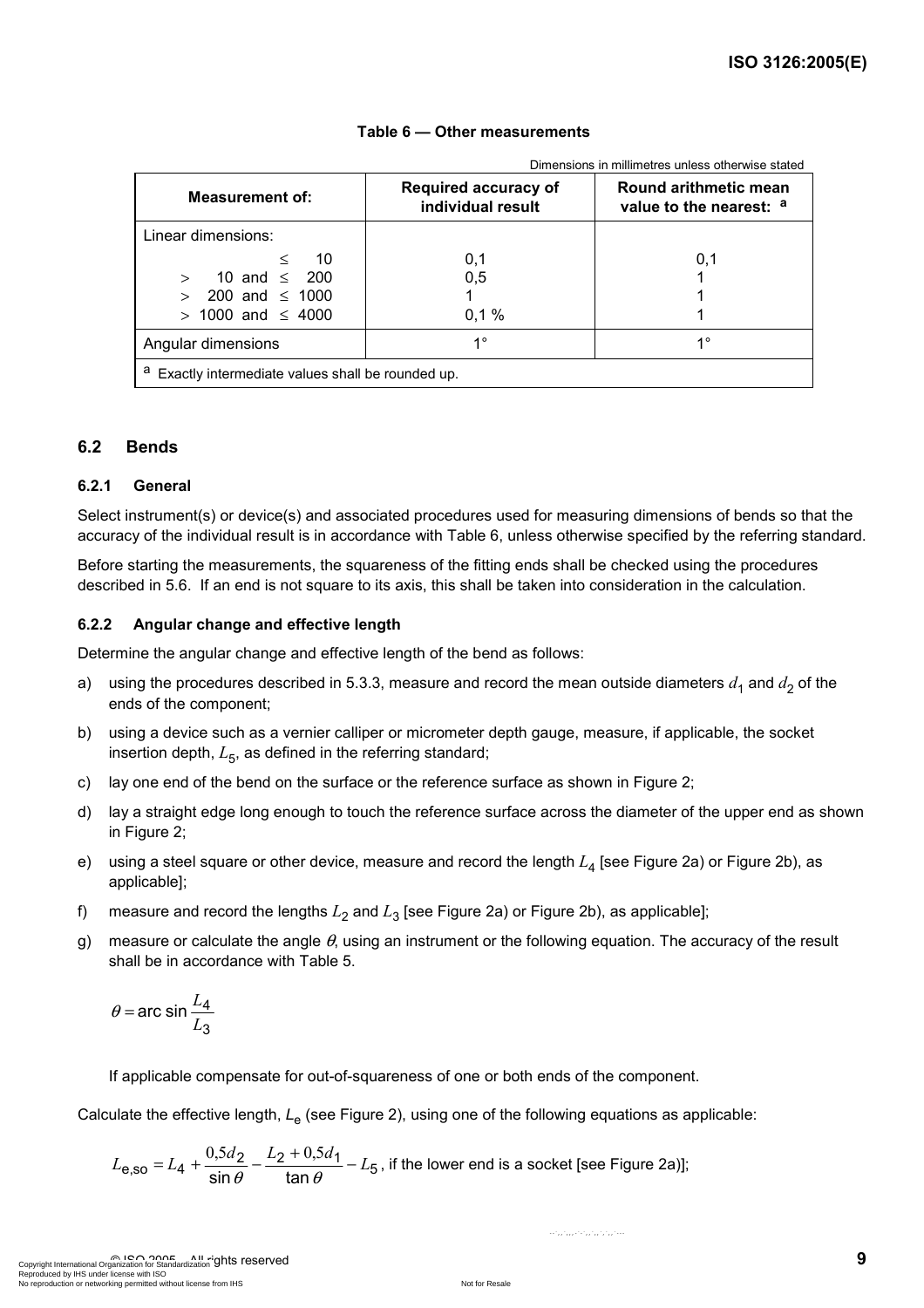**Table 6 — Other measurements**

Dimensions in millimetres unless otherwise stated

| Measurement of: | Required accuracy of individual result | Round arithmetic mean value to the nearest: [a] |
|---|---|---|
| Linear dimensions: | | |
| ≤ 10 | 0,1 | 0,1 |
| > 10 and ≤ 200 | 0,5 | 1 |
| > 200 and ≤ 1000 | 1 | 1 |
| > 1000 and ≤ 4000 | 0,1 % | 1 |
| Angular dimensions | 1° | 1° |

[a] Exactly intermediate values shall be rounded up.

## 6.2 Bends

### 6.2.1 General

Select instrument(s) or device(s) and associated procedures used for measuring dimensions of bends so that the accuracy of the individual result is in accordance with Table 6, unless otherwise specified by the referring standard.

Before starting the measurements, the squareness of the fitting ends shall be checked using the procedures described in 5.6. If an end is not square to its axis, this shall be taken into consideration in the calculation.

### 6.2.2 Angular change and effective length

Determine the angular change and effective length of the bend as follows:

a) using the procedures described in 5.3.3, measure and record the mean outside diameters $d_1$ and $d_2$ of the ends of the component;

b) using a device such as a vernier calliper or micrometer depth gauge, measure, if applicable, the socket insertion depth, $L_5$, as defined in the referring standard;

c) lay one end of the bend on the surface or the reference surface as shown in Figure 2;

d) lay a straight edge long enough to touch the reference surface across the diameter of the upper end as shown in Figure 2;

e) using a steel square or other device, measure and record the length $L_4$ [see Figure 2a) or Figure 2b), as applicable];

f) measure and record the lengths $L_2$ and $L_3$ [see Figure 2a) or Figure 2b), as applicable];

g) measure or calculate the angle $\theta$, using an instrument or the following equation. The accuracy of the result shall be in accordance with Table 5.

$$\theta = \arcsin \frac{L_4}{L_3}$$

If applicable compensate for out-of-squareness of one or both ends of the component.

Calculate the effective length, $L_e$ (see Figure 2), using one of the following equations as applicable:

$$L_{e,so} = L_4 + \frac{0{,}5 d_2}{\sin\theta} - \frac{L_2 + 0{,}5 d_1}{\tan\theta} - L_5$$, if the lower end is a socket [see Figure 2a)];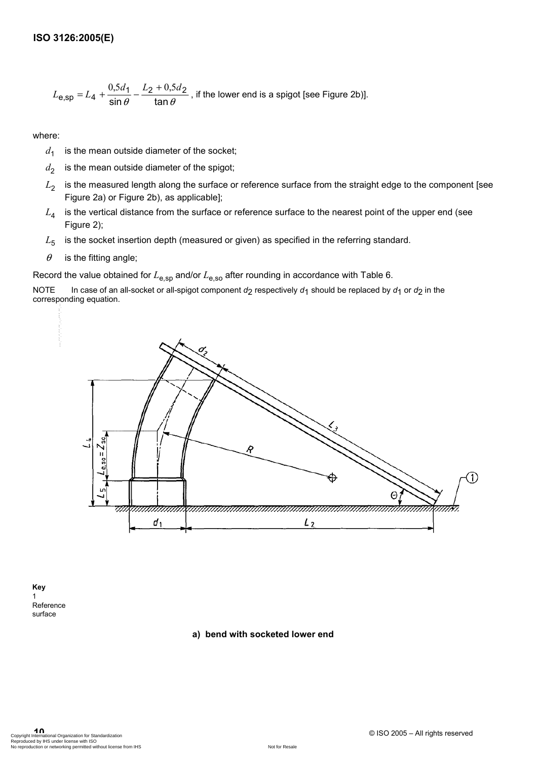$$L_{e,sp} = L_4 + \frac{0{,}5d_1}{\sin\theta} - \frac{L_2 + 0{,}5d_2}{\tan\theta}$$, if the lower end is a spigot [see Figure 2b)].

where:

- $d_1$ is the mean outside diameter of the socket;
- $d_2$ is the mean outside diameter of the spigot;
- $L_2$ is the measured length along the surface or reference surface from the straight edge to the component [see Figure 2a) or Figure 2b), as applicable];
- $L_4$ is the vertical distance from the surface or reference surface to the nearest point of the upper end (see Figure 2);
- $L_5$ is the socket insertion depth (measured or given) as specified in the referring standard.
- $\theta$ is the fitting angle;

Record the value obtained for $L_{e,sp}$ and/or $L_{e,so}$ after rounding in accordance with Table 6.

NOTE In case of an all-socket or all-spigot component $d_2$ respectively $d_1$ should be replaced by $d_1$ or $d_2$ in the corresponding equation.

**Key**

1 Reference surface

**a) bend with socketed lower end**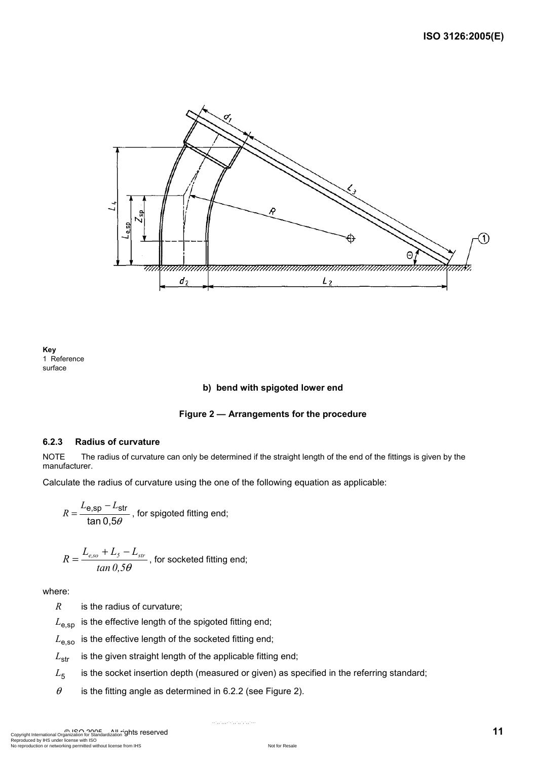**Key**
1 Reference surface

**b) bend with spigoted lower end**

**Figure 2 — Arrangements for the procedure**

### 6.2.3 Radius of curvature

NOTE The radius of curvature can only be determined if the straight length of the end of the fittings is given by the manufacturer.

Calculate the radius of curvature using the one of the following equation as applicable:

$$R = \frac{L_{\text{e,sp}} - L_{\text{str}}}{\tan 0{,}5\theta}$$, for spigoted fitting end;

$$R = \frac{L_{e,so} + L_5 - L_{str}}{\tan 0{,}5\theta}$$, for socketed fitting end;

where:

$R$ is the radius of curvature;

$L_{\text{e,sp}}$ is the effective length of the spigoted fitting end;

$L_{\text{e,so}}$ is the effective length of the socketed fitting end;

$L_{\text{str}}$ is the given straight length of the applicable fitting end;

$L_5$ is the socket insertion depth (measured or given) as specified in the referring standard;

$\theta$ is the fitting angle as determined in 6.2.2 (see Figure 2).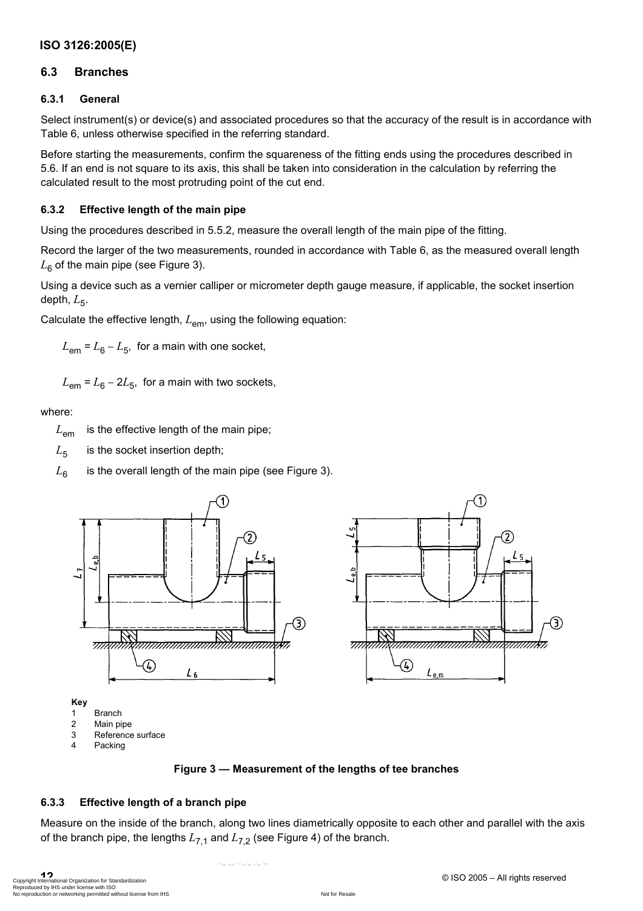## 6.3 Branches

### 6.3.1 General

Select instrument(s) or device(s) and associated procedures so that the accuracy of the result is in accordance with Table 6, unless otherwise specified in the referring standard.

Before starting the measurements, confirm the squareness of the fitting ends using the procedures described in 5.6. If an end is not square to its axis, this shall be taken into consideration in the calculation by referring the calculated result to the most protruding point of the cut end.

### 6.3.2 Effective length of the main pipe

Using the procedures described in 5.5.2, measure the overall length of the main pipe of the fitting.

Record the larger of the two measurements, rounded in accordance with Table 6, as the measured overall length $L_6$ of the main pipe (see Figure 3).

Using a device such as a vernier calliper or micrometer depth gauge measure, if applicable, the socket insertion depth, $L_5$.

Calculate the effective length, $L_{em}$, using the following equation:

$L_{em} = L_6 - L_5$, for a main with one socket,

$L_{em} = L_6 - 2L_5$, for a main with two sockets,

where:

$L_{em}$ is the effective length of the main pipe;

$L_5$ is the socket insertion depth;

$L_6$ is the overall length of the main pipe (see Figure 3).

**Key**

1 Branch
2 Main pipe
3 Reference surface
4 Packing

**Figure 3 — Measurement of the lengths of tee branches**

### 6.3.3 Effective length of a branch pipe

Measure on the inside of the branch, along two lines diametrically opposite to each other and parallel with the axis of the branch pipe, the lengths $L_{7,1}$ and $L_{7,2}$ (see Figure 4) of the branch.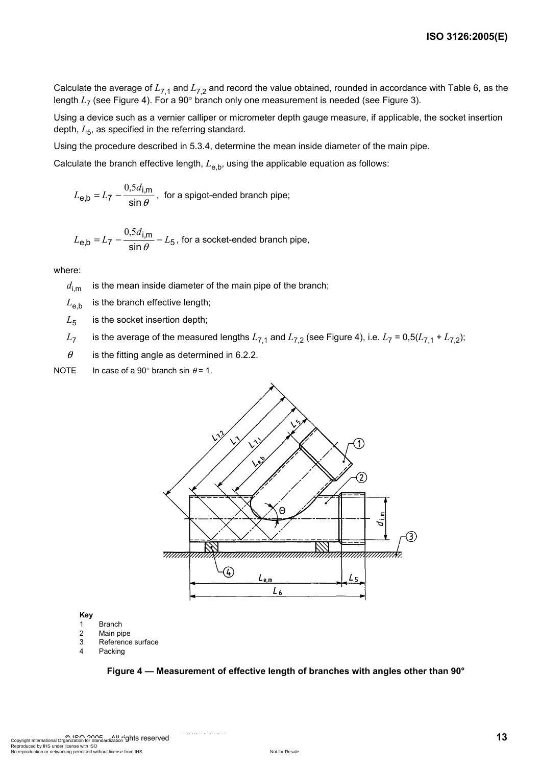Calculate the average of $L_{7,1}$ and $L_{7,2}$ and record the value obtained, rounded in accordance with Table 6, as the length $L_7$ (see Figure 4). For a 90° branch only one measurement is needed (see Figure 3).

Using a device such as a vernier calliper or micrometer depth gauge measure, if applicable, the socket insertion depth, $L_5$, as specified in the referring standard.

Using the procedure described in 5.3.4, determine the mean inside diameter of the main pipe.

Calculate the branch effective length, $L_{e,b}$, using the applicable equation as follows:

$$L_{e,b} = L_7 - \frac{0{,}5 d_{i,m}}{\sin \theta}$$, for a spigot-ended branch pipe;

$$L_{e,b} = L_7 - \frac{0{,}5 d_{i,m}}{\sin \theta} - L_5$$, for a socket-ended branch pipe,

where:

$d_{i,m}$ is the mean inside diameter of the main pipe of the branch;

$L_{e,b}$ is the branch effective length;

$L_5$ is the socket insertion depth;

$L_7$ is the average of the measured lengths $L_{7,1}$ and $L_{7,2}$ (see Figure 4), i.e. $L_7 = 0{,}5(L_{7,1} + L_{7,2})$;

$\theta$ is the fitting angle as determined in 6.2.2.

NOTE In case of a 90° branch $\sin \theta = 1$.

**Key**

1 Branch
2 Main pipe
3 Reference surface
4 Packing

**Figure 4 — Measurement of effective length of branches with angles other than 90°**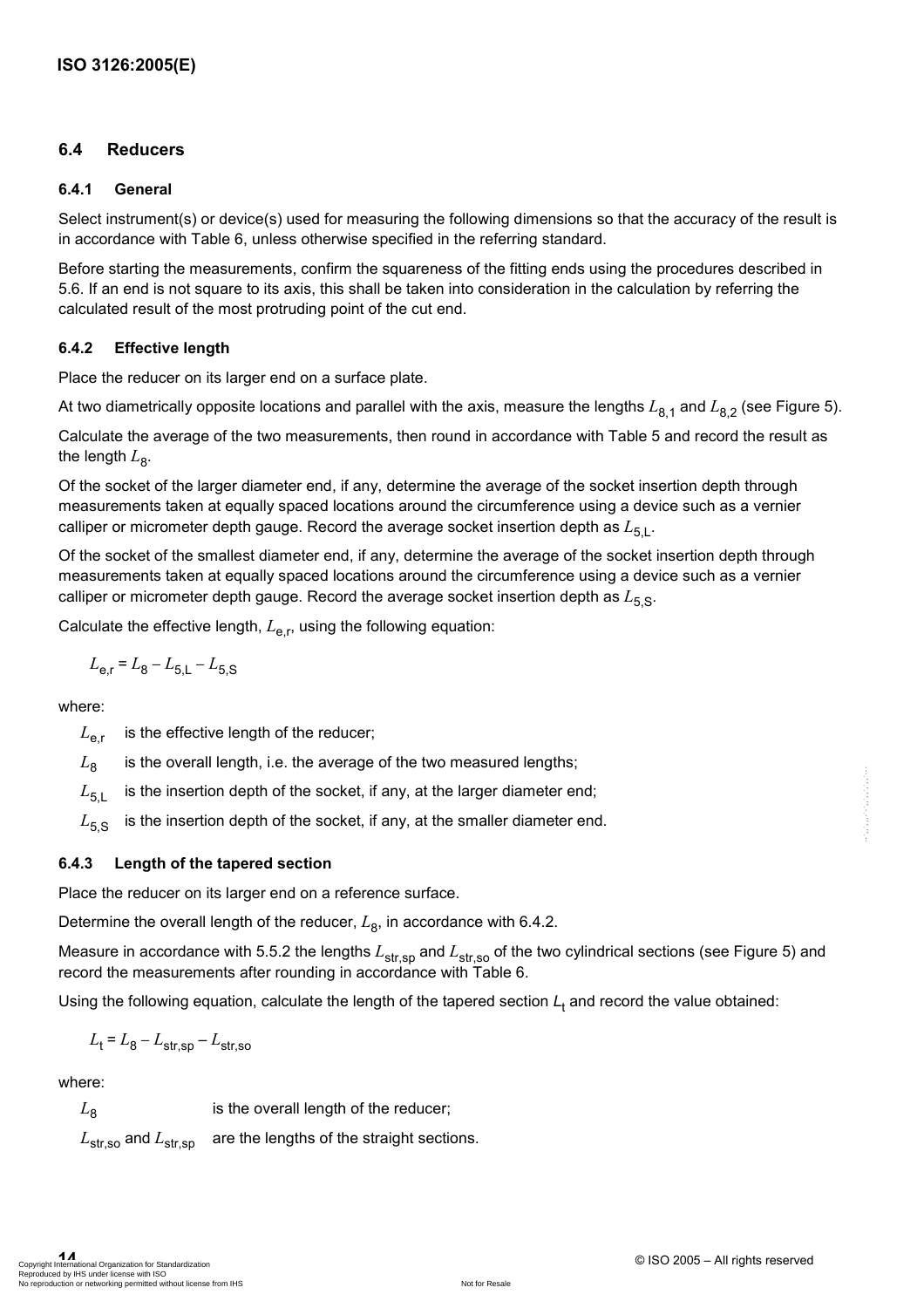### 6.4 Reducers

#### 6.4.1 General

Select instrument(s) or device(s) used for measuring the following dimensions so that the accuracy of the result is in accordance with Table 6, unless otherwise specified in the referring standard.

Before starting the measurements, confirm the squareness of the fitting ends using the procedures described in 5.6. If an end is not square to its axis, this shall be taken into consideration in the calculation by referring the calculated result of the most protruding point of the cut end.

#### 6.4.2 Effective length

Place the reducer on its larger end on a surface plate.

At two diametrically opposite locations and parallel with the axis, measure the lengths $L_{8,1}$ and $L_{8,2}$ (see Figure 5).

Calculate the average of the two measurements, then round in accordance with Table 5 and record the result as the length $L_8$.

Of the socket of the larger diameter end, if any, determine the average of the socket insertion depth through measurements taken at equally spaced locations around the circumference using a device such as a vernier calliper or micrometer depth gauge. Record the average socket insertion depth as $L_{5,L}$.

Of the socket of the smallest diameter end, if any, determine the average of the socket insertion depth through measurements taken at equally spaced locations around the circumference using a device such as a vernier calliper or micrometer depth gauge. Record the average socket insertion depth as $L_{5,S}$.

Calculate the effective length, $L_{e,r}$, using the following equation:

$$L_{e,r} = L_8 - L_{5,L} - L_{5,S}$$

where:

$L_{e,r}$ is the effective length of the reducer;

$L_8$ is the overall length, i.e. the average of the two measured lengths;

$L_{5,L}$ is the insertion depth of the socket, if any, at the larger diameter end;

$L_{5,S}$ is the insertion depth of the socket, if any, at the smaller diameter end.

#### 6.4.3 Length of the tapered section

Place the reducer on its larger end on a reference surface.

Determine the overall length of the reducer, $L_8$, in accordance with 6.4.2.

Measure in accordance with 5.5.2 the lengths $L_{str,sp}$ and $L_{str,so}$ of the two cylindrical sections (see Figure 5) and record the measurements after rounding in accordance with Table 6.

Using the following equation, calculate the length of the tapered section $L_t$ and record the value obtained:

$$L_t = L_8 - L_{str,sp} - L_{str,so}$$

where:

$L_8$ is the overall length of the reducer;

$L_{str,so}$ and $L_{str,sp}$ are the lengths of the straight sections.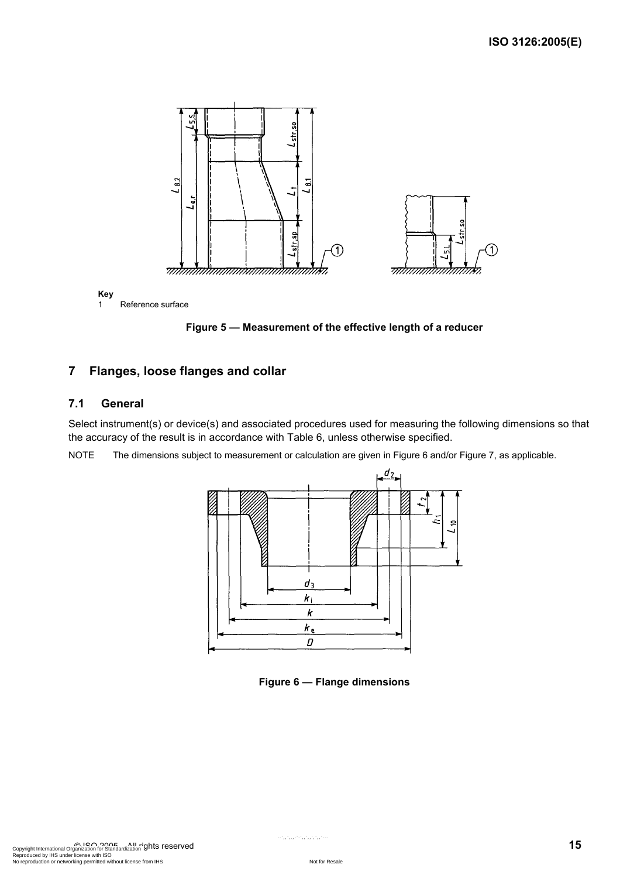Key

1 Reference surface

**Figure 5 — Measurement of the effective length of a reducer**

## 7 Flanges, loose flanges and collar

### 7.1 General

Select instrument(s) or device(s) and associated procedures used for measuring the following dimensions so that the accuracy of the result is in accordance with Table 6, unless otherwise specified.

NOTE The dimensions subject to measurement or calculation are given in Figure 6 and/or Figure 7, as applicable.

**Figure 6 — Flange dimensions**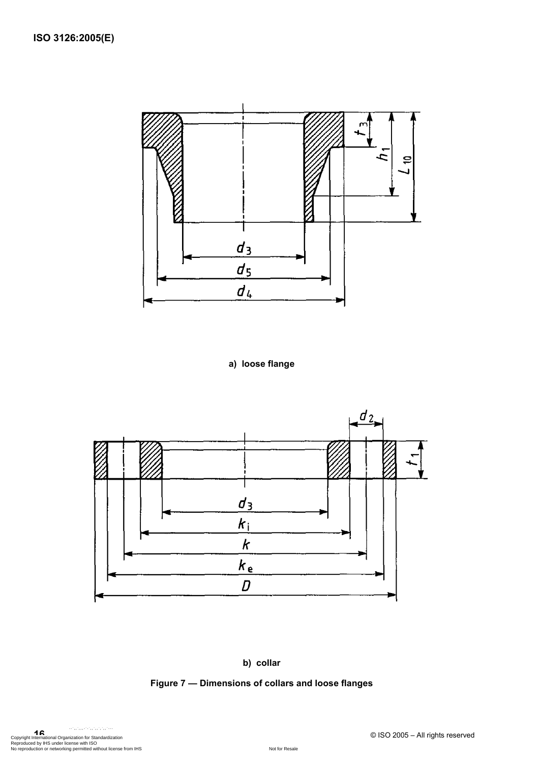a) loose flange

b) collar

**Figure 7 — Dimensions of collars and loose flanges**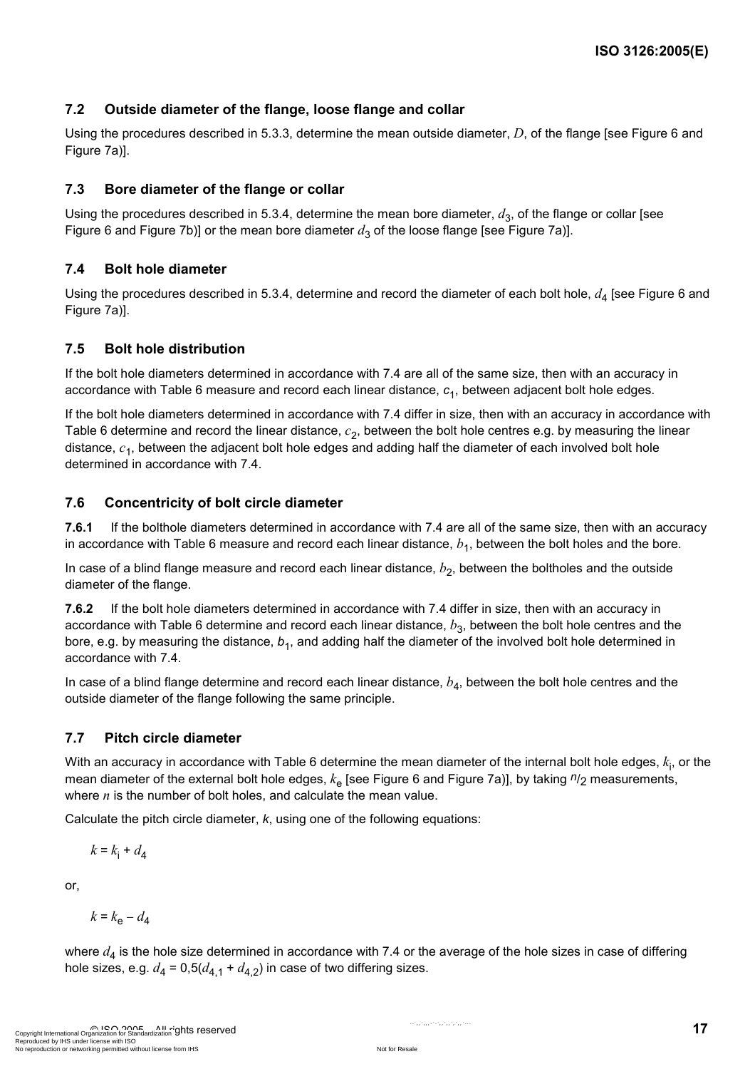### 7.2 Outside diameter of the flange, loose flange and collar

Using the procedures described in 5.3.3, determine the mean outside diameter, $D$, of the flange [see Figure 6 and Figure 7a)].

### 7.3 Bore diameter of the flange or collar

Using the procedures described in 5.3.4, determine the mean bore diameter, $d_3$, of the flange or collar [see Figure 6 and Figure 7b)] or the mean bore diameter $d_3$ of the loose flange [see Figure 7a)].

### 7.4 Bolt hole diameter

Using the procedures described in 5.3.4, determine and record the diameter of each bolt hole, $d_4$ [see Figure 6 and Figure 7a)].

### 7.5 Bolt hole distribution

If the bolt hole diameters determined in accordance with 7.4 are all of the same size, then with an accuracy in accordance with Table 6 measure and record each linear distance, $c_1$, between adjacent bolt hole edges.

If the bolt hole diameters determined in accordance with 7.4 differ in size, then with an accuracy in accordance with Table 6 determine and record the linear distance, $c_2$, between the bolt hole centres e.g. by measuring the linear distance, $c_1$, between the adjacent bolt hole edges and adding half the diameter of each involved bolt hole determined in accordance with 7.4.

### 7.6 Concentricity of bolt circle diameter

**7.6.1** If the bolthole diameters determined in accordance with 7.4 are all of the same size, then with an accuracy in accordance with Table 6 measure and record each linear distance, $b_1$, between the bolt holes and the bore.

In case of a blind flange measure and record each linear distance, $b_2$, between the boltholes and the outside diameter of the flange.

**7.6.2** If the bolt hole diameters determined in accordance with 7.4 differ in size, then with an accuracy in accordance with Table 6 determine and record each linear distance, $b_3$, between the bolt hole centres and the bore, e.g. by measuring the distance, $b_1$, and adding half the diameter of the involved bolt hole determined in accordance with 7.4.

In case of a blind flange determine and record each linear distance, $b_4$, between the bolt hole centres and the outside diameter of the flange following the same principle.

### 7.7 Pitch circle diameter

With an accuracy in accordance with Table 6 determine the mean diameter of the internal bolt hole edges, $k_i$, or the mean diameter of the external bolt hole edges, $k_e$ [see Figure 6 and Figure 7a)], by taking $n/2$ measurements, where $n$ is the number of bolt holes, and calculate the mean value.

Calculate the pitch circle diameter, $k$, using one of the following equations:

$$k = k_i + d_4$$

or,

$$k = k_e - d_4$$

where $d_4$ is the hole size determined in accordance with 7.4 or the average of the hole sizes in case of differing hole sizes, e.g. $d_4 = 0{,}5(d_{4,1} + d_{4,2})$ in case of two differing sizes.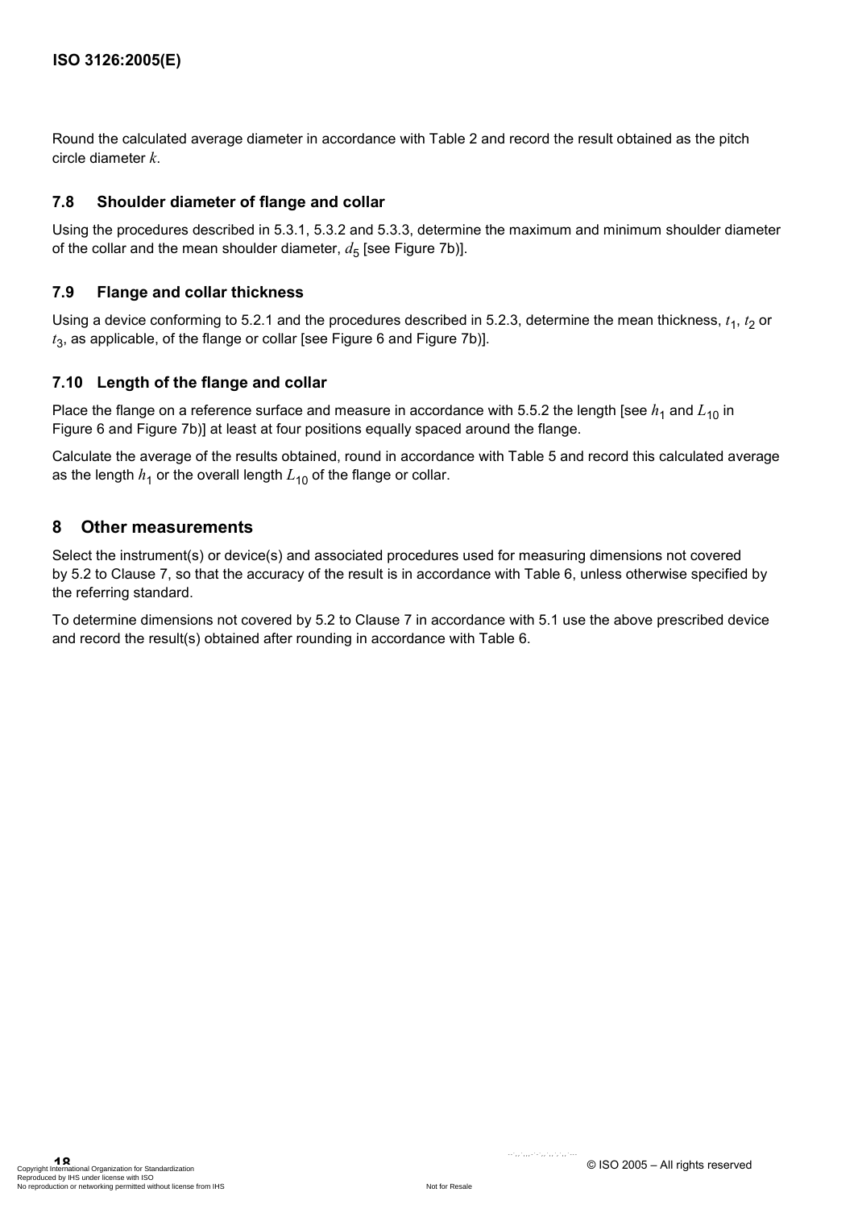Round the calculated average diameter in accordance with Table 2 and record the result obtained as the pitch circle diameter $k$.

### 7.8 Shoulder diameter of flange and collar

Using the procedures described in 5.3.1, 5.3.2 and 5.3.3, determine the maximum and minimum shoulder diameter of the collar and the mean shoulder diameter, $d_5$ [see Figure 7b)].

### 7.9 Flange and collar thickness

Using a device conforming to 5.2.1 and the procedures described in 5.2.3, determine the mean thickness, $t_1$, $t_2$ or $t_3$, as applicable, of the flange or collar [see Figure 6 and Figure 7b)].

### 7.10 Length of the flange and collar

Place the flange on a reference surface and measure in accordance with 5.5.2 the length [see $h_1$ and $L_{10}$ in Figure 6 and Figure 7b)] at least at four positions equally spaced around the flange.

Calculate the average of the results obtained, round in accordance with Table 5 and record this calculated average as the length $h_1$ or the overall length $L_{10}$ of the flange or collar.

## 8 Other measurements

Select the instrument(s) or device(s) and associated procedures used for measuring dimensions not covered by 5.2 to Clause 7, so that the accuracy of the result is in accordance with Table 6, unless otherwise specified by the referring standard.

To determine dimensions not covered by 5.2 to Clause 7 in accordance with 5.1 use the above prescribed device and record the result(s) obtained after rounding in accordance with Table 6.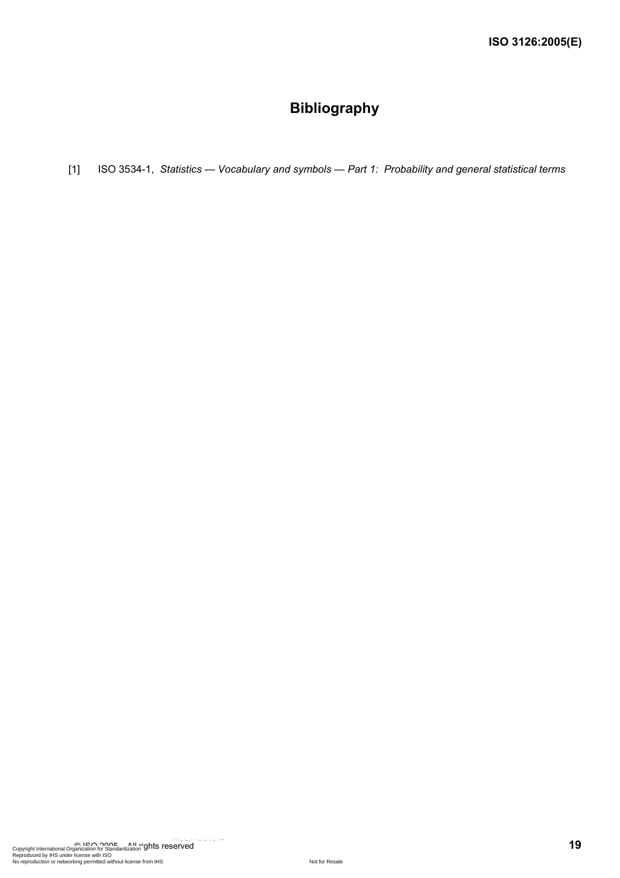# Bibliography

[1] ISO 3534-1, *Statistics — Vocabulary and symbols — Part 1: Probability and general statistical terms*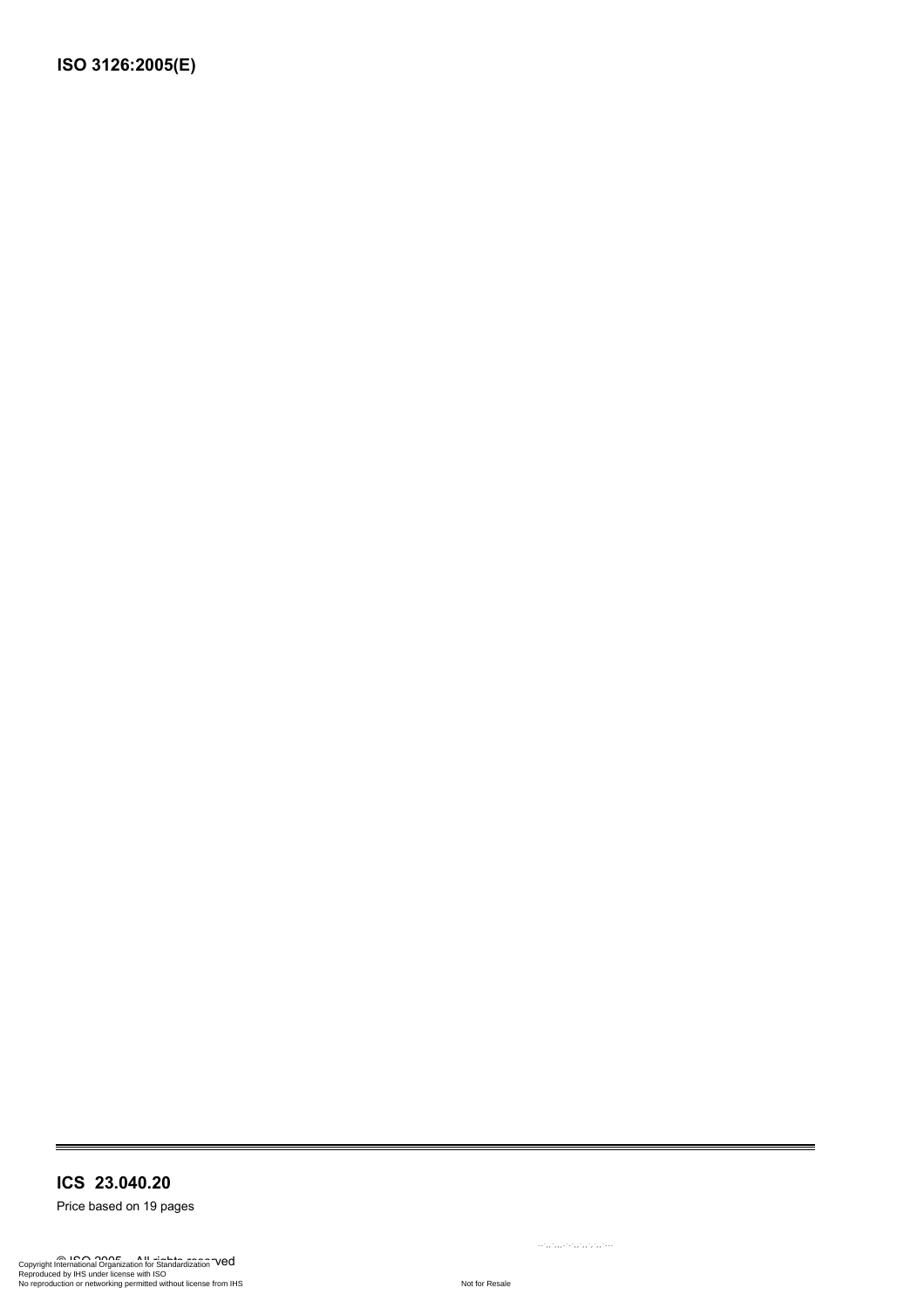ICS 23.040.20

Price based on 19 pages